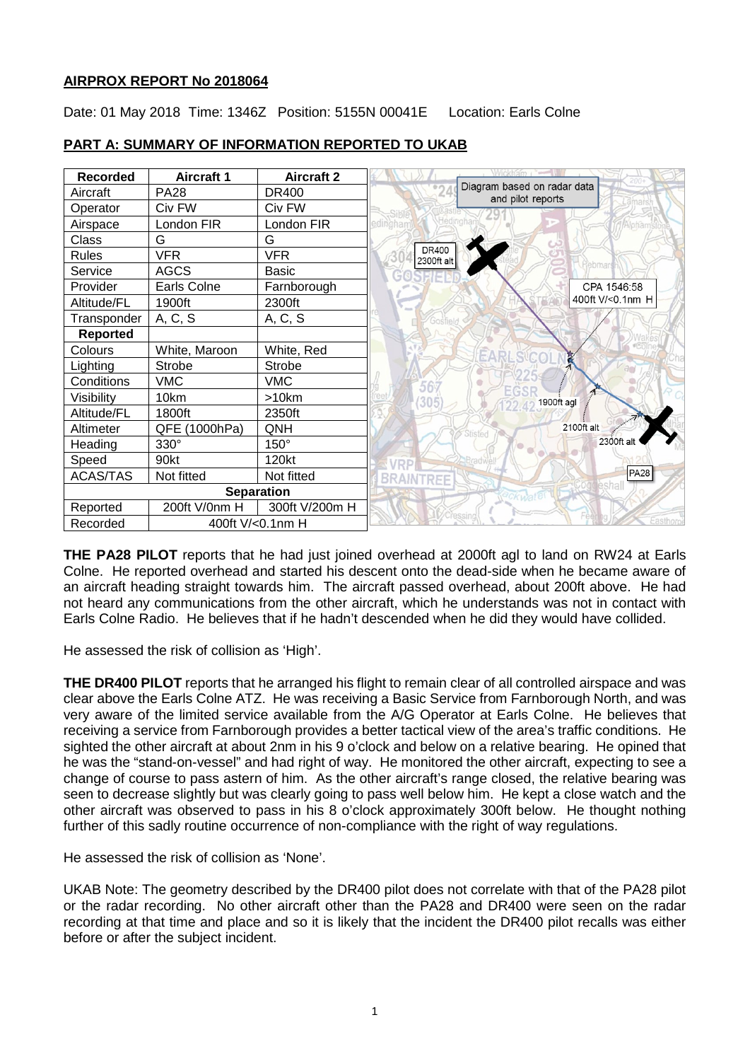**AIRPROX REPORT No 2018064**

Date: 01 May 2018 Time: 1346Z Position: 5155N 00041E Location: Earls Colne

## PART A: SUMMARY OF INFORMATION REPORTED TO UKAB

| Recorded | Aircraft 1 | Aircraft 2 |
|---|---|---|
| Aircraft | PA28 | DR400 |
| Operator | Civ FW | Civ FW |
| Airspace | London FIR | London FIR |
| Class | G | G |
| Rules | VFR | VFR |
| Service | AGCS | Basic |
| Provider | Earls Colne | Farnborough |
| Altitude/FL | 1900ft | 2300ft |
| Transponder | A, C, S | A, C, S |
| **Reported** | | |
| Colours | White, Maroon | White, Red |
| Lighting | Strobe | Strobe |
| Conditions | VMC | VMC |
| Visibility | 10km | >10km |
| Altitude/FL | 1800ft | 2350ft |
| Altimeter | QFE (1000hPa) | QNH |
| Heading | 330° | 150° |
| Speed | 90kt | 120kt |
| ACAS/TAS | Not fitted | Not fitted |
| **Separation** | | |
| Reported | 200ft V/0nm H | 300ft V/200m H |
| Recorded | 400ft V/<0.1nm H | |

Diagram based on radar data and pilot reports. CPA 1546:58 400ft V/<0.1nm H. DR400 2300ft alt; PA28 2300ft alt, 2100ft alt, 1900ft agl.

**THE PA28 PILOT** reports that he had just joined overhead at 2000ft agl to land on RW24 at Earls Colne. He reported overhead and started his descent onto the dead-side when he became aware of an aircraft heading straight towards him. The aircraft passed overhead, about 200ft above. He had not heard any communications from the other aircraft, which he understands was not in contact with Earls Colne Radio. He believes that if he hadn't descended when he did they would have collided.

He assessed the risk of collision as 'High'.

**THE DR400 PILOT** reports that he arranged his flight to remain clear of all controlled airspace and was clear above the Earls Colne ATZ. He was receiving a Basic Service from Farnborough North, and was very aware of the limited service available from the A/G Operator at Earls Colne. He believes that receiving a service from Farnborough provides a better tactical view of the area's traffic conditions. He sighted the other aircraft at about 2nm in his 9 o'clock and below on a relative bearing. He opined that he was the "stand-on-vessel" and had right of way. He monitored the other aircraft, expecting to see a change of course to pass astern of him. As the other aircraft's range closed, the relative bearing was seen to decrease slightly but was clearly going to pass well below him. He kept a close watch and the other aircraft was observed to pass in his 8 o'clock approximately 300ft below. He thought nothing further of this sadly routine occurrence of non-compliance with the right of way regulations.

He assessed the risk of collision as 'None'.

UKAB Note: The geometry described by the DR400 pilot does not correlate with that of the PA28 pilot or the radar recording. No other aircraft other than the PA28 and DR400 were seen on the radar recording at that time and place and so it is likely that the incident the DR400 pilot recalls was either before or after the subject incident.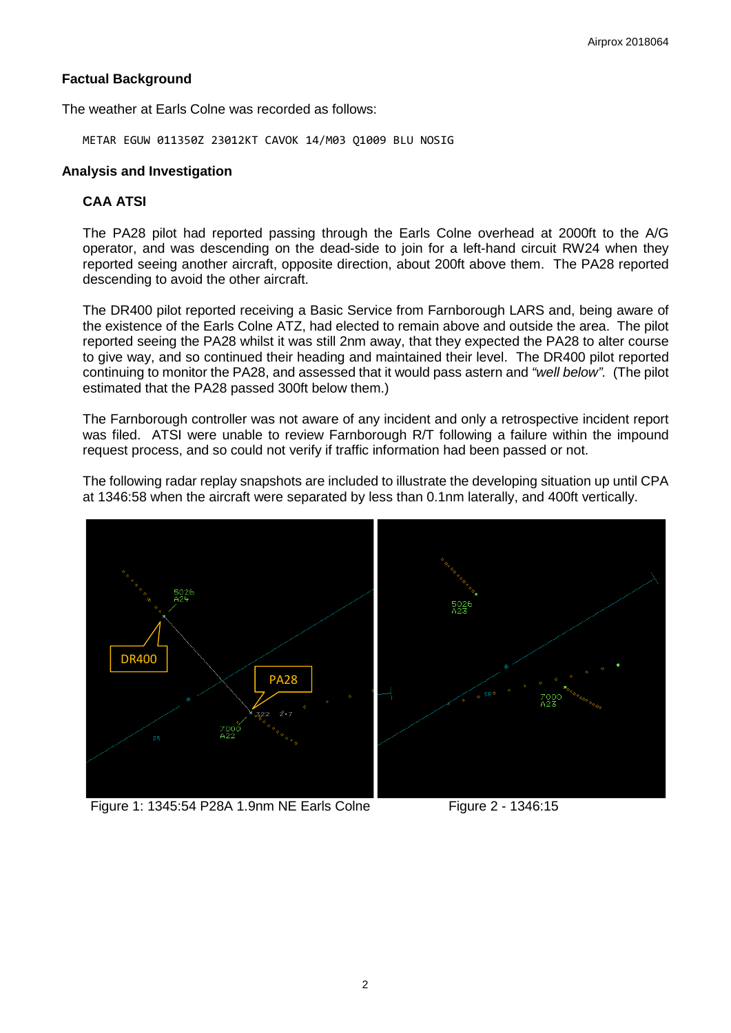**Factual Background**

The weather at Earls Colne was recorded as follows:

```
METAR EGUW 011350Z 23012KT CAVOK 14/M03 Q1009 BLU NOSIG
```

**Analysis and Investigation**

**CAA ATSI**

The PA28 pilot had reported passing through the Earls Colne overhead at 2000ft to the A/G operator, and was descending on the dead-side to join for a left-hand circuit RW24 when they reported seeing another aircraft, opposite direction, about 200ft above them. The PA28 reported descending to avoid the other aircraft.

The DR400 pilot reported receiving a Basic Service from Farnborough LARS and, being aware of the existence of the Earls Colne ATZ, had elected to remain above and outside the area. The pilot reported seeing the PA28 whilst it was still 2nm away, that they expected the PA28 to alter course to give way, and so continued their heading and maintained their level. The DR400 pilot reported continuing to monitor the PA28, and assessed that it would pass astern and *"well below".* (The pilot estimated that the PA28 passed 300ft below them.)

The Farnborough controller was not aware of any incident and only a retrospective incident report was filed. ATSI were unable to review Farnborough R/T following a failure within the impound request process, and so could not verify if traffic information had been passed or not.

The following radar replay snapshots are included to illustrate the developing situation up until CPA at 1346:58 when the aircraft were separated by less than 0.1nm laterally, and 400ft vertically.

Figure 1: 1345:54 P28A 1.9nm NE Earls Colne

Figure 2 - 1346:15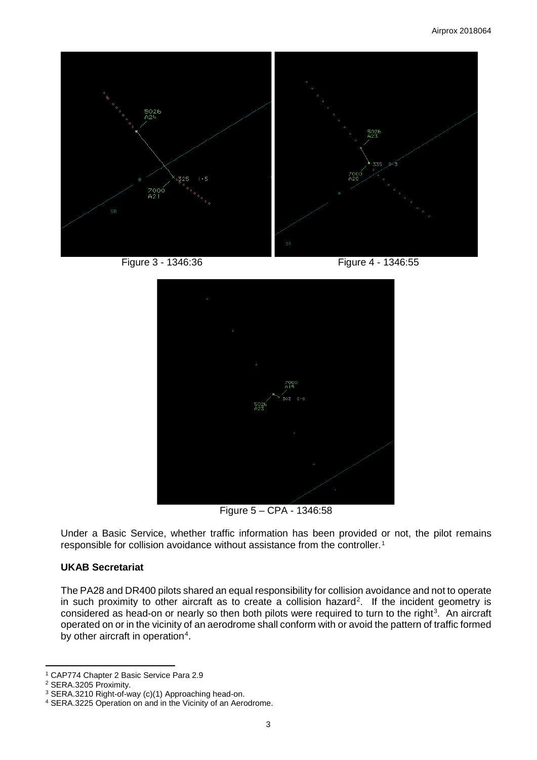Figure 3 - 1346:36

Figure 4 - 1346:55

Figure 5 – CPA - 1346:58

Under a Basic Service, whether traffic information has been provided or not, the pilot remains responsible for collision avoidance without assistance from the controller.[1]

### UKAB Secretariat

The PA28 and DR400 pilots shared an equal responsibility for collision avoidance and not to operate in such proximity to other aircraft as to create a collision hazard[2]. If the incident geometry is considered as head-on or nearly so then both pilots were required to turn to the right[3]. An aircraft operated on or in the vicinity of an aerodrome shall conform with or avoid the pattern of traffic formed by other aircraft in operation[4].

---

[1] CAP774 Chapter 2 Basic Service Para 2.9

[2] SERA.3205 Proximity.

[3] SERA.3210 Right-of-way (c)(1) Approaching head-on.

[4] SERA.3225 Operation on and in the Vicinity of an Aerodrome.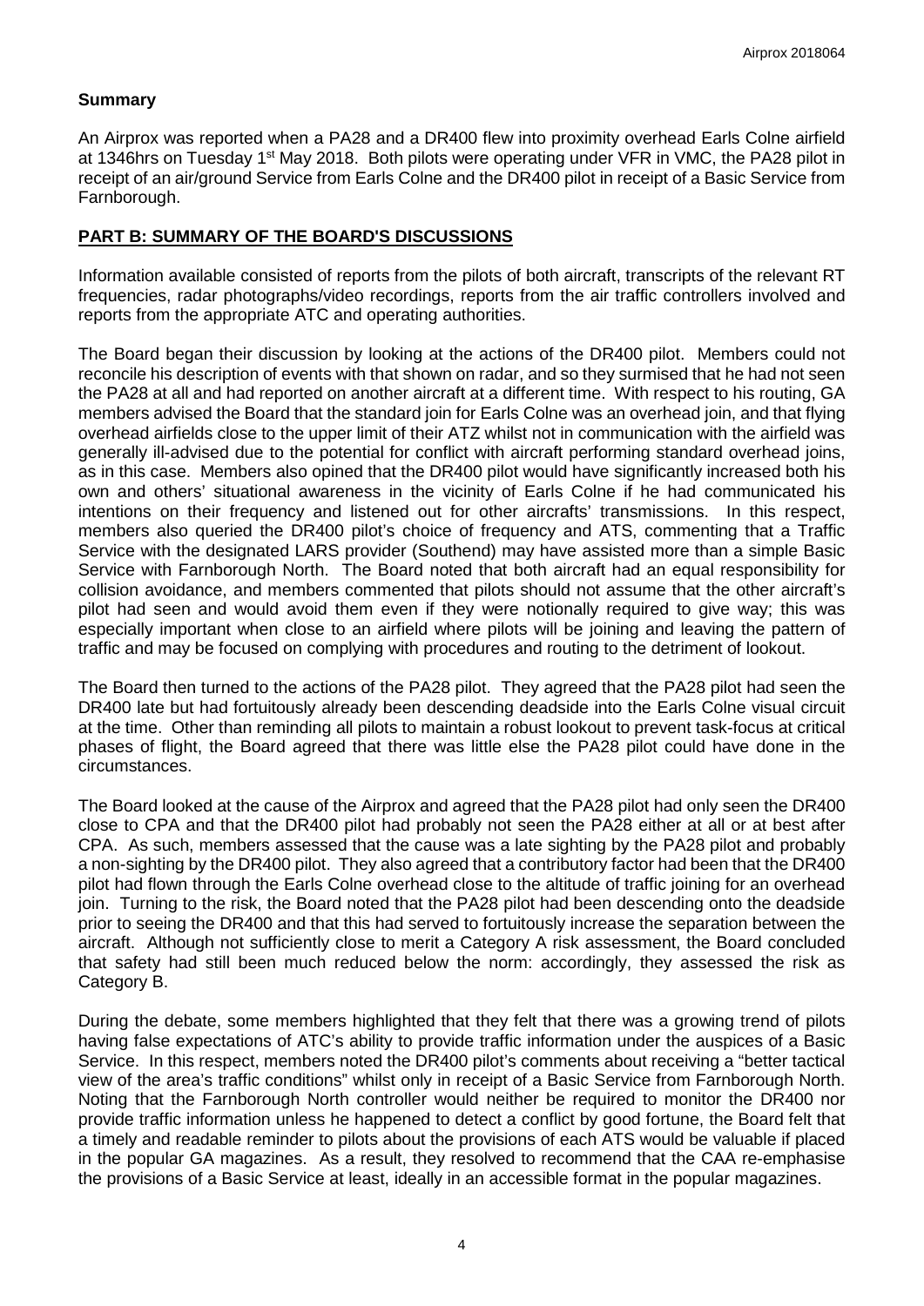## Summary

An Airprox was reported when a PA28 and a DR400 flew into proximity overhead Earls Colne airfield at 1346hrs on Tuesday 1st May 2018. Both pilots were operating under VFR in VMC, the PA28 pilot in receipt of an air/ground Service from Earls Colne and the DR400 pilot in receipt of a Basic Service from Farnborough.

## PART B: SUMMARY OF THE BOARD'S DISCUSSIONS

Information available consisted of reports from the pilots of both aircraft, transcripts of the relevant RT frequencies, radar photographs/video recordings, reports from the air traffic controllers involved and reports from the appropriate ATC and operating authorities.

The Board began their discussion by looking at the actions of the DR400 pilot. Members could not reconcile his description of events with that shown on radar, and so they surmised that he had not seen the PA28 at all and had reported on another aircraft at a different time. With respect to his routing, GA members advised the Board that the standard join for Earls Colne was an overhead join, and that flying overhead airfields close to the upper limit of their ATZ whilst not in communication with the airfield was generally ill-advised due to the potential for conflict with aircraft performing standard overhead joins, as in this case. Members also opined that the DR400 pilot would have significantly increased both his own and others' situational awareness in the vicinity of Earls Colne if he had communicated his intentions on their frequency and listened out for other aircrafts' transmissions. In this respect, members also queried the DR400 pilot's choice of frequency and ATS, commenting that a Traffic Service with the designated LARS provider (Southend) may have assisted more than a simple Basic Service with Farnborough North. The Board noted that both aircraft had an equal responsibility for collision avoidance, and members commented that pilots should not assume that the other aircraft's pilot had seen and would avoid them even if they were notionally required to give way; this was especially important when close to an airfield where pilots will be joining and leaving the pattern of traffic and may be focused on complying with procedures and routing to the detriment of lookout.

The Board then turned to the actions of the PA28 pilot. They agreed that the PA28 pilot had seen the DR400 late but had fortuitously already been descending deadside into the Earls Colne visual circuit at the time. Other than reminding all pilots to maintain a robust lookout to prevent task-focus at critical phases of flight, the Board agreed that there was little else the PA28 pilot could have done in the circumstances.

The Board looked at the cause of the Airprox and agreed that the PA28 pilot had only seen the DR400 close to CPA and that the DR400 pilot had probably not seen the PA28 either at all or at best after CPA. As such, members assessed that the cause was a late sighting by the PA28 pilot and probably a non-sighting by the DR400 pilot. They also agreed that a contributory factor had been that the DR400 pilot had flown through the Earls Colne overhead close to the altitude of traffic joining for an overhead join. Turning to the risk, the Board noted that the PA28 pilot had been descending onto the deadside prior to seeing the DR400 and that this had served to fortuitously increase the separation between the aircraft. Although not sufficiently close to merit a Category A risk assessment, the Board concluded that safety had still been much reduced below the norm: accordingly, they assessed the risk as Category B.

During the debate, some members highlighted that they felt that there was a growing trend of pilots having false expectations of ATC's ability to provide traffic information under the auspices of a Basic Service. In this respect, members noted the DR400 pilot's comments about receiving a "better tactical view of the area's traffic conditions" whilst only in receipt of a Basic Service from Farnborough North. Noting that the Farnborough North controller would neither be required to monitor the DR400 nor provide traffic information unless he happened to detect a conflict by good fortune, the Board felt that a timely and readable reminder to pilots about the provisions of each ATS would be valuable if placed in the popular GA magazines. As a result, they resolved to recommend that the CAA re-emphasise the provisions of a Basic Service at least, ideally in an accessible format in the popular magazines.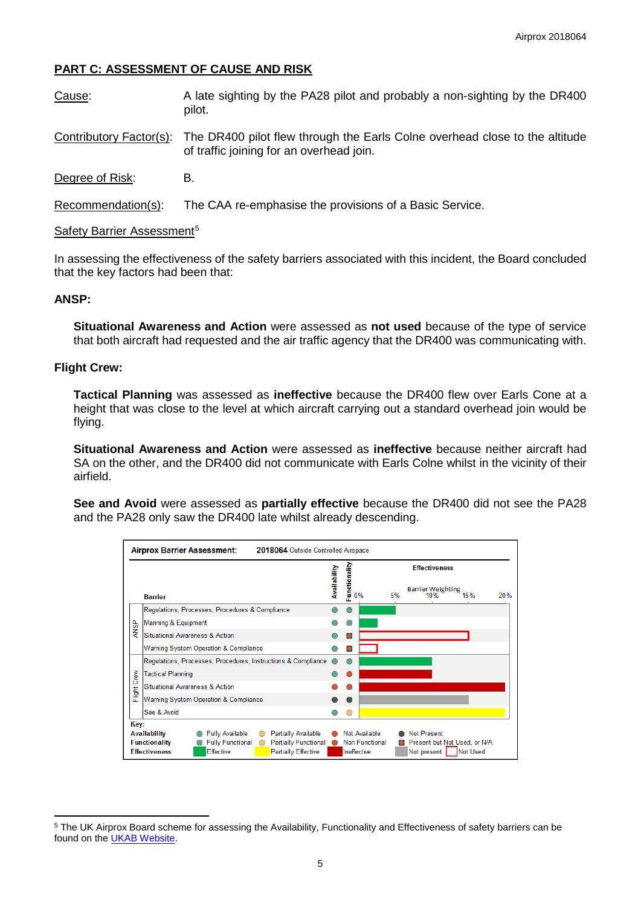## PART C: ASSESSMENT OF CAUSE AND RISK

Cause: A late sighting by the PA28 pilot and probably a non-sighting by the DR400 pilot.

Contributory Factor(s): The DR400 pilot flew through the Earls Colne overhead close to the altitude of traffic joining for an overhead join.

Degree of Risk: B.

Recommendation(s): The CAA re-emphasise the provisions of a Basic Service.

Safety Barrier Assessment[5]

In assessing the effectiveness of the safety barriers associated with this incident, the Board concluded that the key factors had been that:

**ANSP:**

**Situational Awareness and Action** were assessed as **not used** because of the type of service that both aircraft had requested and the air traffic agency that the DR400 was communicating with.

**Flight Crew:**

**Tactical Planning** was assessed as **ineffective** because the DR400 flew over Earls Cone at a height that was close to the level at which aircraft carrying out a standard overhead join would be flying.

**Situational Awareness and Action** were assessed as **ineffective** because neither aircraft had SA on the other, and the DR400 did not communicate with Earls Colne whilst in the vicinity of their airfield.

**See and Avoid** were assessed as **partially effective** because the DR400 did not see the PA28 and the PA28 only saw the DR400 late whilst already descending.

Airprox Barrier Assessment: 2018064 Outside Controlled Airspace

Barrier | Availability | Functionality | Effectiveness

Barrier Weighting: 0% 5% 10% 15% 20%

ANSP:
- Regulations, Processes, Procedures & Compliance
- Manning & Equipment
- Situational Awareness & Action
- Warning System Operation & Compliance

Flight Crew:
- Regulations, Processes, Procedures, Instructions & Compliance
- Tactical Planning
- Situational Awareness & Action
- Warning System Operation & Compliance
- See & Avoid

Key:
- Availability: Fully Available, Partially Available, Not Available, Not Present
- Functionality: Fully Functional, Partially Functional, Non Functional, Present but Not Used, or N/A
- Effectiveness: Effective, Partially Effective, Ineffective, Not present, Not Used

---

[5] The UK Airprox Board scheme for assessing the Availability, Functionality and Effectiveness of safety barriers can be found on the UKAB Website.